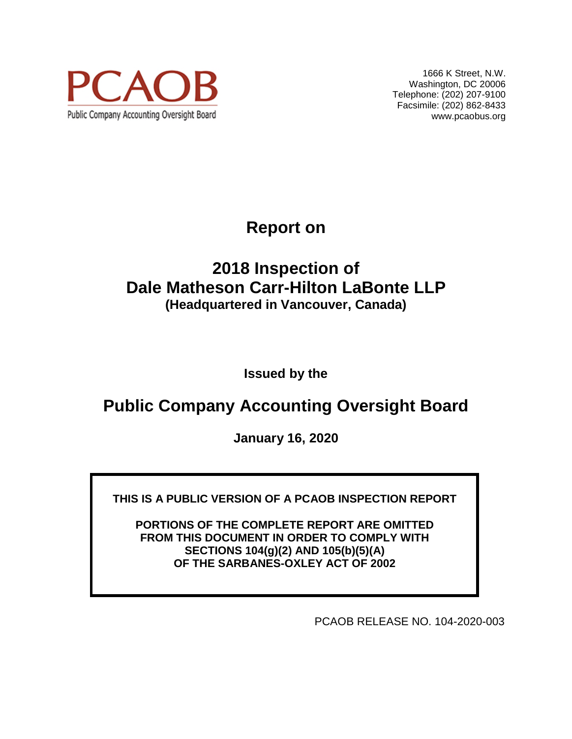PCAOB

Public Company Accounting Oversight Board

1666 K Street, N.W.
Washington, DC 20006
Telephone: (202) 207-9100
Facsimile: (202) 862-8433
www.pcaobus.org

# Report on

# 2018 Inspection of
# Dale Matheson Carr-Hilton LaBonte LLP

**(Headquartered in Vancouver, Canada)**

**Issued by the**

## Public Company Accounting Oversight Board

**January 16, 2020**

**THIS IS A PUBLIC VERSION OF A PCAOB INSPECTION REPORT**

**PORTIONS OF THE COMPLETE REPORT ARE OMITTED FROM THIS DOCUMENT IN ORDER TO COMPLY WITH SECTIONS 104(g)(2) AND 105(b)(5)(A) OF THE SARBANES-OXLEY ACT OF 2002**

PCAOB RELEASE NO. 104-2020-003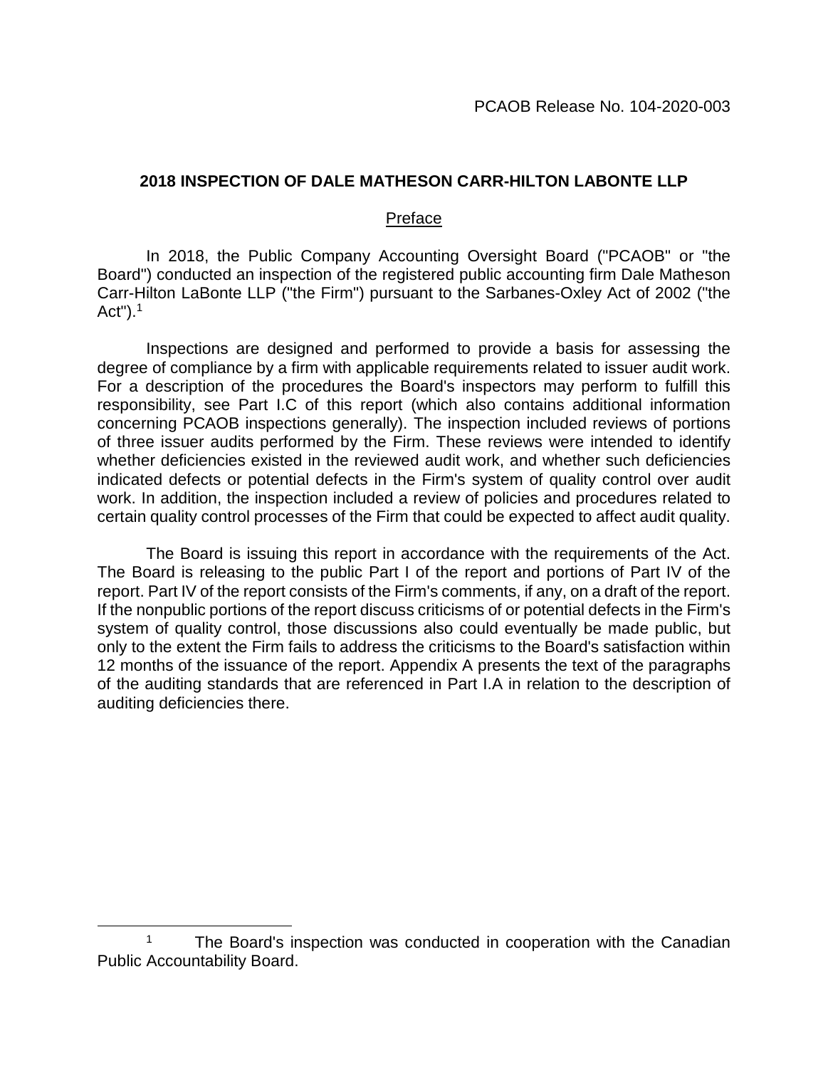PCAOB Release No. 104-2020-003

## 2018 INSPECTION OF DALE MATHESON CARR-HILTON LABONTE LLP

### Preface

In 2018, the Public Company Accounting Oversight Board ("PCAOB" or "the Board") conducted an inspection of the registered public accounting firm Dale Matheson Carr-Hilton LaBonte LLP ("the Firm") pursuant to the Sarbanes-Oxley Act of 2002 ("the Act").[1]

Inspections are designed and performed to provide a basis for assessing the degree of compliance by a firm with applicable requirements related to issuer audit work. For a description of the procedures the Board's inspectors may perform to fulfill this responsibility, see Part I.C of this report (which also contains additional information concerning PCAOB inspections generally). The inspection included reviews of portions of three issuer audits performed by the Firm. These reviews were intended to identify whether deficiencies existed in the reviewed audit work, and whether such deficiencies indicated defects or potential defects in the Firm's system of quality control over audit work. In addition, the inspection included a review of policies and procedures related to certain quality control processes of the Firm that could be expected to affect audit quality.

The Board is issuing this report in accordance with the requirements of the Act. The Board is releasing to the public Part I of the report and portions of Part IV of the report. Part IV of the report consists of the Firm's comments, if any, on a draft of the report. If the nonpublic portions of the report discuss criticisms of or potential defects in the Firm's system of quality control, those discussions also could eventually be made public, but only to the extent the Firm fails to address the criticisms to the Board's satisfaction within 12 months of the issuance of the report. Appendix A presents the text of the paragraphs of the auditing standards that are referenced in Part I.A in relation to the description of auditing deficiencies there.

[1] The Board's inspection was conducted in cooperation with the Canadian Public Accountability Board.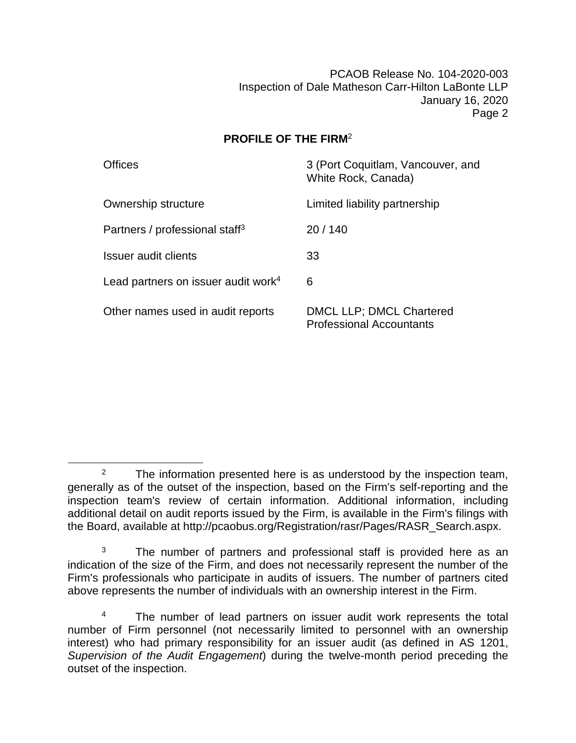## PROFILE OF THE FIRM[2]

| | |
|---|---|
| Offices | 3 (Port Coquitlam, Vancouver, and White Rock, Canada) |
| Ownership structure | Limited liability partnership |
| Partners / professional staff[3] | 20 / 140 |
| Issuer audit clients | 33 |
| Lead partners on issuer audit work[4] | 6 |
| Other names used in audit reports | DMCL LLP; DMCL Chartered Professional Accountants |

---

[2] The information presented here is as understood by the inspection team, generally as of the outset of the inspection, based on the Firm's self-reporting and the inspection team's review of certain information. Additional information, including additional detail on audit reports issued by the Firm, is available in the Firm's filings with the Board, available at http://pcaobus.org/Registration/rasr/Pages/RASR_Search.aspx.

[3] The number of partners and professional staff is provided here as an indication of the size of the Firm, and does not necessarily represent the number of the Firm's professionals who participate in audits of issuers. The number of partners cited above represents the number of individuals with an ownership interest in the Firm.

[4] The number of lead partners on issuer audit work represents the total number of Firm personnel (not necessarily limited to personnel with an ownership interest) who had primary responsibility for an issuer audit (as defined in AS 1201, *Supervision of the Audit Engagement*) during the twelve-month period preceding the outset of the inspection.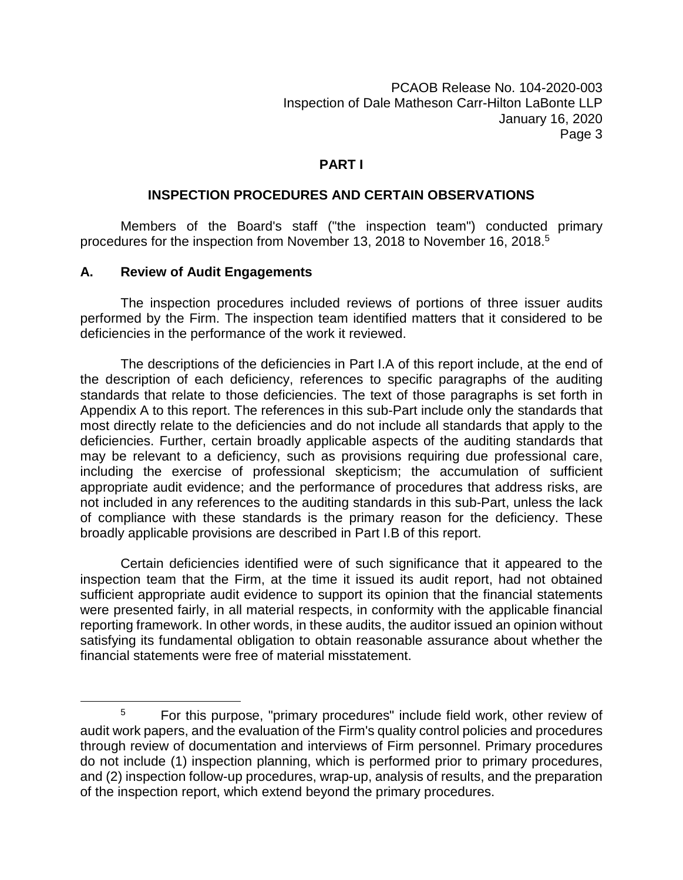## PART I

## INSPECTION PROCEDURES AND CERTAIN OBSERVATIONS

Members of the Board's staff ("the inspection team") conducted primary procedures for the inspection from November 13, 2018 to November 16, 2018.[5]

### A. Review of Audit Engagements

The inspection procedures included reviews of portions of three issuer audits performed by the Firm. The inspection team identified matters that it considered to be deficiencies in the performance of the work it reviewed.

The descriptions of the deficiencies in Part I.A of this report include, at the end of the description of each deficiency, references to specific paragraphs of the auditing standards that relate to those deficiencies. The text of those paragraphs is set forth in Appendix A to this report. The references in this sub-Part include only the standards that most directly relate to the deficiencies and do not include all standards that apply to the deficiencies. Further, certain broadly applicable aspects of the auditing standards that may be relevant to a deficiency, such as provisions requiring due professional care, including the exercise of professional skepticism; the accumulation of sufficient appropriate audit evidence; and the performance of procedures that address risks, are not included in any references to the auditing standards in this sub-Part, unless the lack of compliance with these standards is the primary reason for the deficiency. These broadly applicable provisions are described in Part I.B of this report.

Certain deficiencies identified were of such significance that it appeared to the inspection team that the Firm, at the time it issued its audit report, had not obtained sufficient appropriate audit evidence to support its opinion that the financial statements were presented fairly, in all material respects, in conformity with the applicable financial reporting framework. In other words, in these audits, the auditor issued an opinion without satisfying its fundamental obligation to obtain reasonable assurance about whether the financial statements were free of material misstatement.

[5] For this purpose, "primary procedures" include field work, other review of audit work papers, and the evaluation of the Firm's quality control policies and procedures through review of documentation and interviews of Firm personnel. Primary procedures do not include (1) inspection planning, which is performed prior to primary procedures, and (2) inspection follow-up procedures, wrap-up, analysis of results, and the preparation of the inspection report, which extend beyond the primary procedures.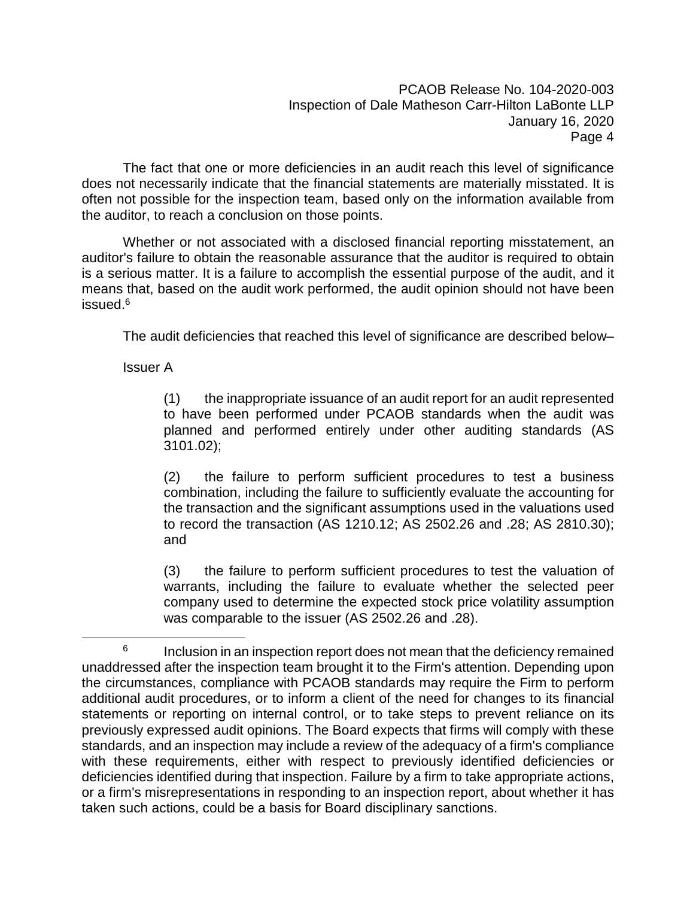The fact that one or more deficiencies in an audit reach this level of significance does not necessarily indicate that the financial statements are materially misstated. It is often not possible for the inspection team, based only on the information available from the auditor, to reach a conclusion on those points.

Whether or not associated with a disclosed financial reporting misstatement, an auditor's failure to obtain the reasonable assurance that the auditor is required to obtain is a serious matter. It is a failure to accomplish the essential purpose of the audit, and it means that, based on the audit work performed, the audit opinion should not have been issued.[6]

The audit deficiencies that reached this level of significance are described below–

Issuer A

> (1) the inappropriate issuance of an audit report for an audit represented to have been performed under PCAOB standards when the audit was planned and performed entirely under other auditing standards (AS 3101.02);
>
> (2) the failure to perform sufficient procedures to test a business combination, including the failure to sufficiently evaluate the accounting for the transaction and the significant assumptions used in the valuations used to record the transaction (AS 1210.12; AS 2502.26 and .28; AS 2810.30); and
>
> (3) the failure to perform sufficient procedures to test the valuation of warrants, including the failure to evaluate whether the selected peer company used to determine the expected stock price volatility assumption was comparable to the issuer (AS 2502.26 and .28).

---

[6] Inclusion in an inspection report does not mean that the deficiency remained unaddressed after the inspection team brought it to the Firm's attention. Depending upon the circumstances, compliance with PCAOB standards may require the Firm to perform additional audit procedures, or to inform a client of the need for changes to its financial statements or reporting on internal control, or to take steps to prevent reliance on its previously expressed audit opinions. The Board expects that firms will comply with these standards, and an inspection may include a review of the adequacy of a firm's compliance with these requirements, either with respect to previously identified deficiencies or deficiencies identified during that inspection. Failure by a firm to take appropriate actions, or a firm's misrepresentations in responding to an inspection report, about whether it has taken such actions, could be a basis for Board disciplinary sanctions.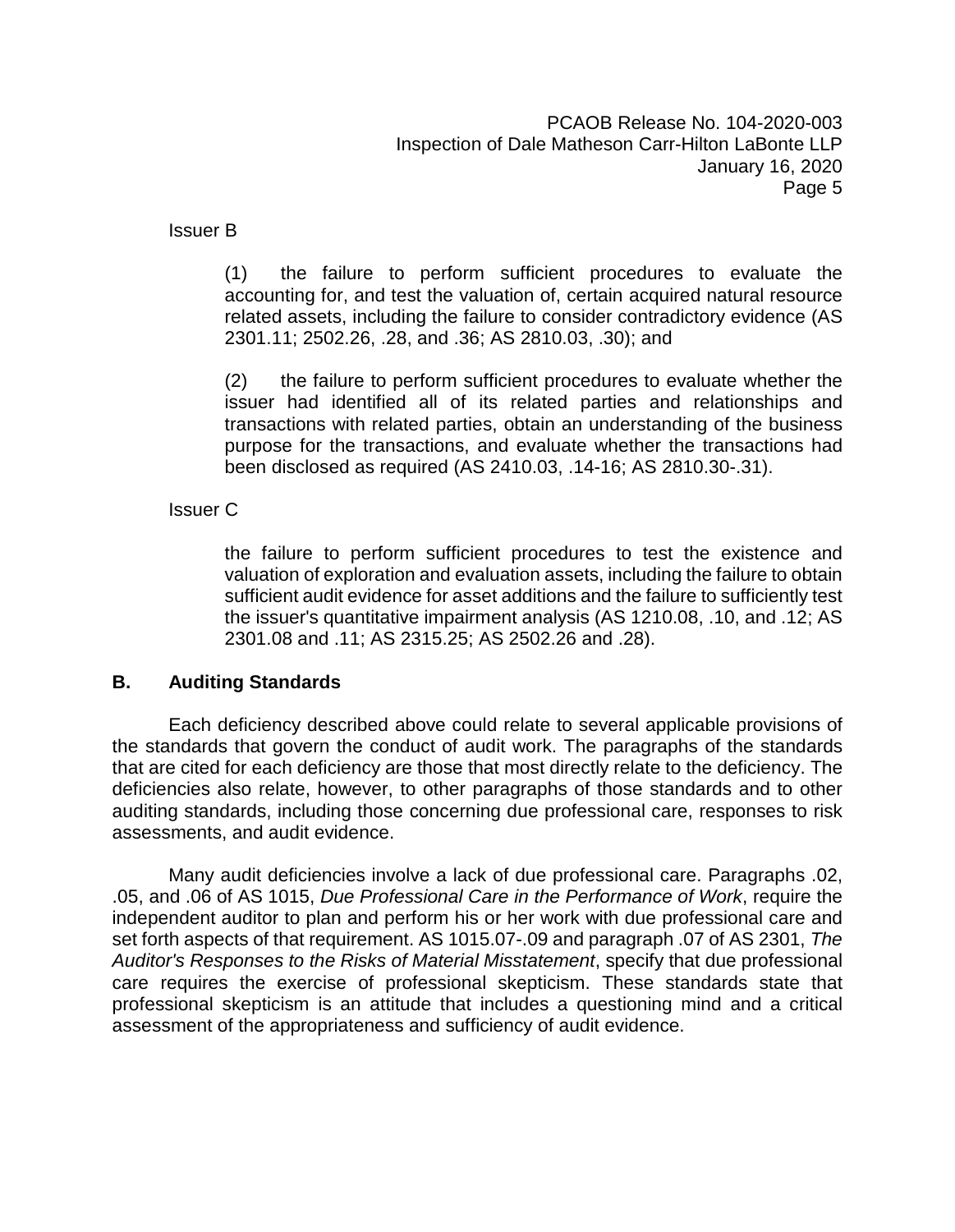Issuer B

(1) the failure to perform sufficient procedures to evaluate the accounting for, and test the valuation of, certain acquired natural resource related assets, including the failure to consider contradictory evidence (AS 2301.11; 2502.26, .28, and .36; AS 2810.03, .30); and

(2) the failure to perform sufficient procedures to evaluate whether the issuer had identified all of its related parties and relationships and transactions with related parties, obtain an understanding of the business purpose for the transactions, and evaluate whether the transactions had been disclosed as required (AS 2410.03, .14-16; AS 2810.30-.31).

Issuer C

the failure to perform sufficient procedures to test the existence and valuation of exploration and evaluation assets, including the failure to obtain sufficient audit evidence for asset additions and the failure to sufficiently test the issuer's quantitative impairment analysis (AS 1210.08, .10, and .12; AS 2301.08 and .11; AS 2315.25; AS 2502.26 and .28).

## B. Auditing Standards

Each deficiency described above could relate to several applicable provisions of the standards that govern the conduct of audit work. The paragraphs of the standards that are cited for each deficiency are those that most directly relate to the deficiency. The deficiencies also relate, however, to other paragraphs of those standards and to other auditing standards, including those concerning due professional care, responses to risk assessments, and audit evidence.

Many audit deficiencies involve a lack of due professional care. Paragraphs .02, .05, and .06 of AS 1015, *Due Professional Care in the Performance of Work*, require the independent auditor to plan and perform his or her work with due professional care and set forth aspects of that requirement. AS 1015.07-.09 and paragraph .07 of AS 2301, *The Auditor's Responses to the Risks of Material Misstatement*, specify that due professional care requires the exercise of professional skepticism. These standards state that professional skepticism is an attitude that includes a questioning mind and a critical assessment of the appropriateness and sufficiency of audit evidence.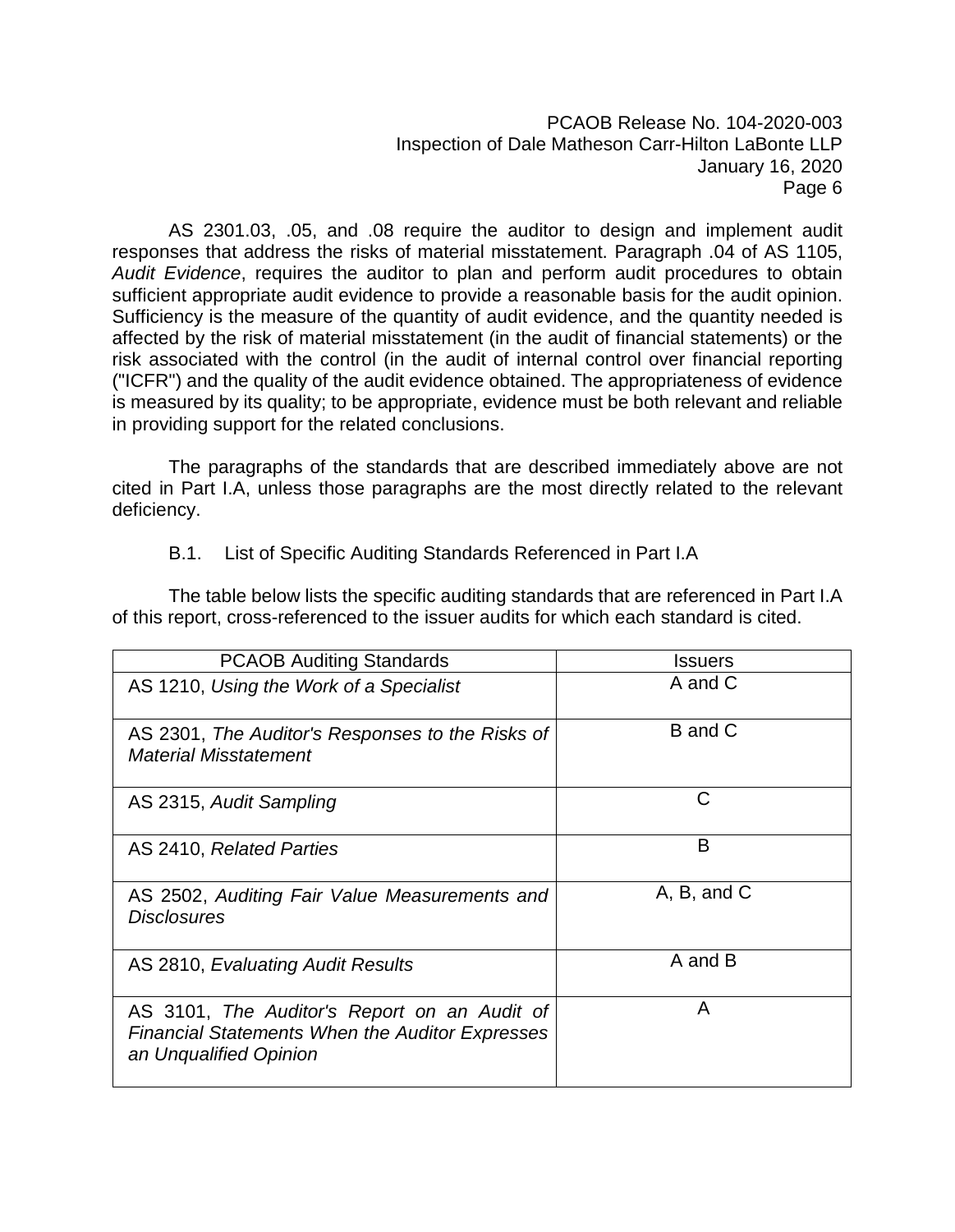AS 2301.03, .05, and .08 require the auditor to design and implement audit responses that address the risks of material misstatement. Paragraph .04 of AS 1105, *Audit Evidence*, requires the auditor to plan and perform audit procedures to obtain sufficient appropriate audit evidence to provide a reasonable basis for the audit opinion. Sufficiency is the measure of the quantity of audit evidence, and the quantity needed is affected by the risk of material misstatement (in the audit of financial statements) or the risk associated with the control (in the audit of internal control over financial reporting ("ICFR") and the quality of the audit evidence obtained. The appropriateness of evidence is measured by its quality; to be appropriate, evidence must be both relevant and reliable in providing support for the related conclusions.

The paragraphs of the standards that are described immediately above are not cited in Part I.A, unless those paragraphs are the most directly related to the relevant deficiency.

### B.1. List of Specific Auditing Standards Referenced in Part I.A

The table below lists the specific auditing standards that are referenced in Part I.A of this report, cross-referenced to the issuer audits for which each standard is cited.

| PCAOB Auditing Standards | Issuers |
|---|---|
| AS 1210, *Using the Work of a Specialist* | A and C |
| AS 2301, *The Auditor's Responses to the Risks of Material Misstatement* | B and C |
| AS 2315, *Audit Sampling* | C |
| AS 2410, *Related Parties* | B |
| AS 2502, *Auditing Fair Value Measurements and Disclosures* | A, B, and C |
| AS 2810, *Evaluating Audit Results* | A and B |
| AS 3101, *The Auditor's Report on an Audit of Financial Statements When the Auditor Expresses an Unqualified Opinion* | A |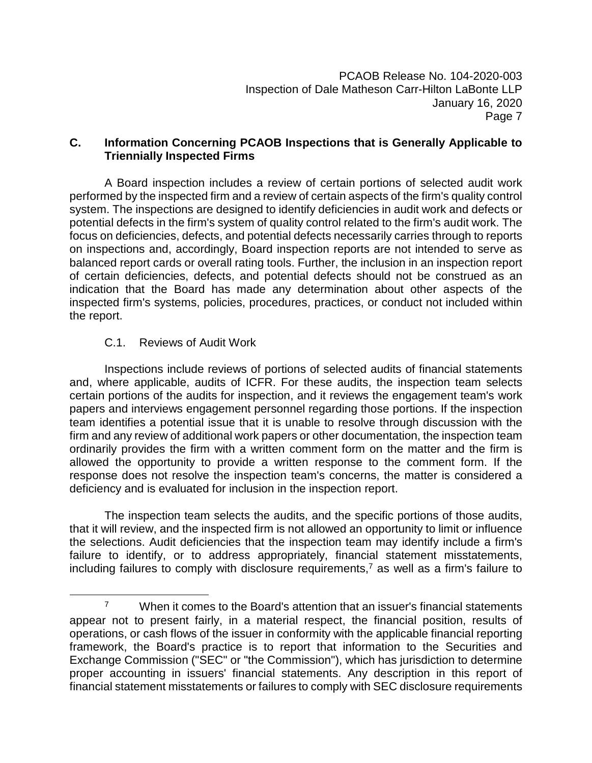## C. Information Concerning PCAOB Inspections that is Generally Applicable to Triennially Inspected Firms

A Board inspection includes a review of certain portions of selected audit work performed by the inspected firm and a review of certain aspects of the firm's quality control system. The inspections are designed to identify deficiencies in audit work and defects or potential defects in the firm's system of quality control related to the firm's audit work. The focus on deficiencies, defects, and potential defects necessarily carries through to reports on inspections and, accordingly, Board inspection reports are not intended to serve as balanced report cards or overall rating tools. Further, the inclusion in an inspection report of certain deficiencies, defects, and potential defects should not be construed as an indication that the Board has made any determination about other aspects of the inspected firm's systems, policies, procedures, practices, or conduct not included within the report.

### C.1. Reviews of Audit Work

Inspections include reviews of portions of selected audits of financial statements and, where applicable, audits of ICFR. For these audits, the inspection team selects certain portions of the audits for inspection, and it reviews the engagement team's work papers and interviews engagement personnel regarding those portions. If the inspection team identifies a potential issue that it is unable to resolve through discussion with the firm and any review of additional work papers or other documentation, the inspection team ordinarily provides the firm with a written comment form on the matter and the firm is allowed the opportunity to provide a written response to the comment form. If the response does not resolve the inspection team's concerns, the matter is considered a deficiency and is evaluated for inclusion in the inspection report.

The inspection team selects the audits, and the specific portions of those audits, that it will review, and the inspected firm is not allowed an opportunity to limit or influence the selections. Audit deficiencies that the inspection team may identify include a firm's failure to identify, or to address appropriately, financial statement misstatements, including failures to comply with disclosure requirements,[7] as well as a firm's failure to

[7] When it comes to the Board's attention that an issuer's financial statements appear not to present fairly, in a material respect, the financial position, results of operations, or cash flows of the issuer in conformity with the applicable financial reporting framework, the Board's practice is to report that information to the Securities and Exchange Commission ("SEC" or "the Commission"), which has jurisdiction to determine proper accounting in issuers' financial statements. Any description in this report of financial statement misstatements or failures to comply with SEC disclosure requirements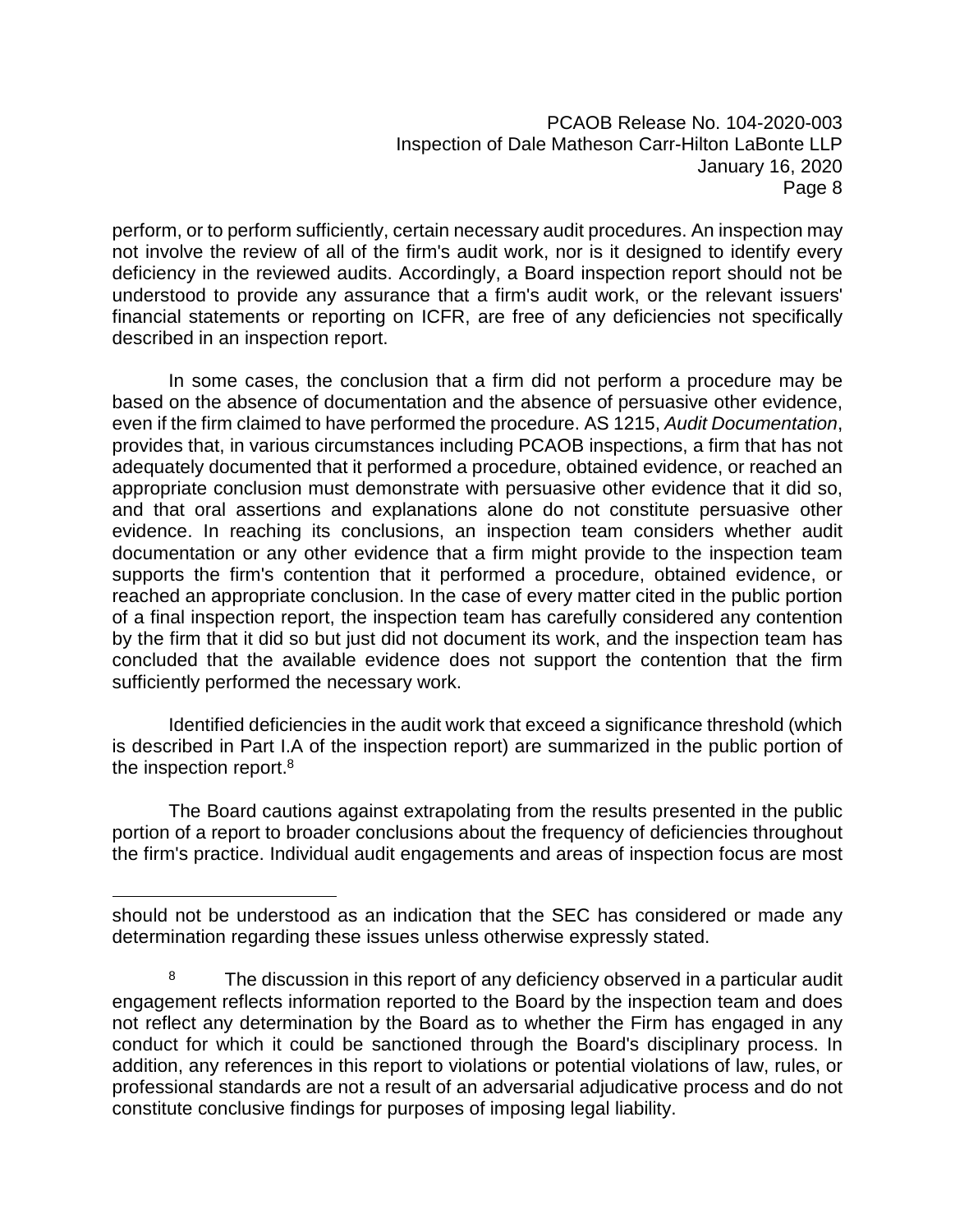perform, or to perform sufficiently, certain necessary audit procedures. An inspection may not involve the review of all of the firm's audit work, nor is it designed to identify every deficiency in the reviewed audits. Accordingly, a Board inspection report should not be understood to provide any assurance that a firm's audit work, or the relevant issuers' financial statements or reporting on ICFR, are free of any deficiencies not specifically described in an inspection report.

In some cases, the conclusion that a firm did not perform a procedure may be based on the absence of documentation and the absence of persuasive other evidence, even if the firm claimed to have performed the procedure. AS 1215, *Audit Documentation*, provides that, in various circumstances including PCAOB inspections, a firm that has not adequately documented that it performed a procedure, obtained evidence, or reached an appropriate conclusion must demonstrate with persuasive other evidence that it did so, and that oral assertions and explanations alone do not constitute persuasive other evidence. In reaching its conclusions, an inspection team considers whether audit documentation or any other evidence that a firm might provide to the inspection team supports the firm's contention that it performed a procedure, obtained evidence, or reached an appropriate conclusion. In the case of every matter cited in the public portion of a final inspection report, the inspection team has carefully considered any contention by the firm that it did so but just did not document its work, and the inspection team has concluded that the available evidence does not support the contention that the firm sufficiently performed the necessary work.

Identified deficiencies in the audit work that exceed a significance threshold (which is described in Part I.A of the inspection report) are summarized in the public portion of the inspection report.[8]

The Board cautions against extrapolating from the results presented in the public portion of a report to broader conclusions about the frequency of deficiencies throughout the firm's practice. Individual audit engagements and areas of inspection focus are most

---

should not be understood as an indication that the SEC has considered or made any determination regarding these issues unless otherwise expressly stated.

[8] The discussion in this report of any deficiency observed in a particular audit engagement reflects information reported to the Board by the inspection team and does not reflect any determination by the Board as to whether the Firm has engaged in any conduct for which it could be sanctioned through the Board's disciplinary process. In addition, any references in this report to violations or potential violations of law, rules, or professional standards are not a result of an adversarial adjudicative process and do not constitute conclusive findings for purposes of imposing legal liability.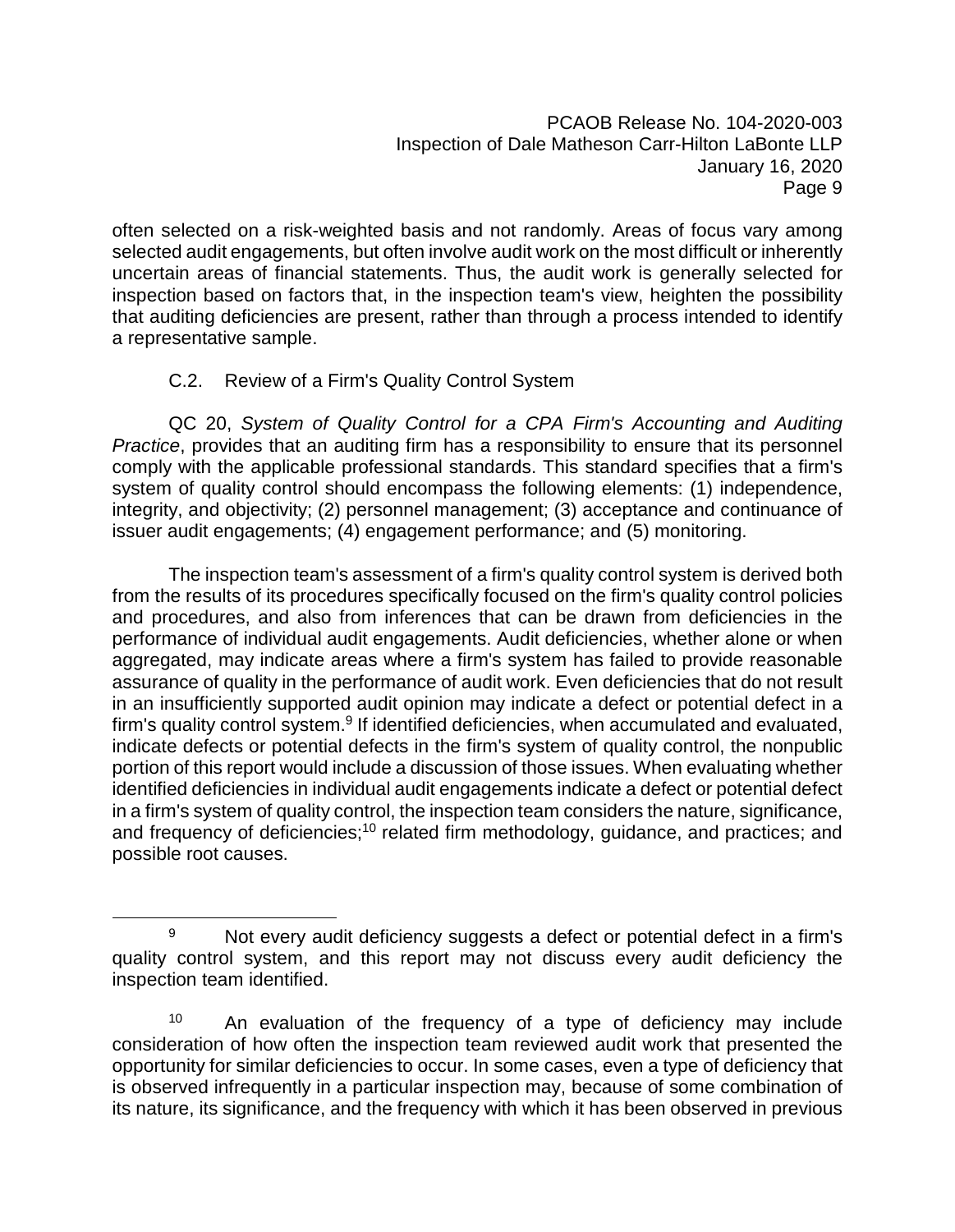often selected on a risk-weighted basis and not randomly. Areas of focus vary among selected audit engagements, but often involve audit work on the most difficult or inherently uncertain areas of financial statements. Thus, the audit work is generally selected for inspection based on factors that, in the inspection team's view, heighten the possibility that auditing deficiencies are present, rather than through a process intended to identify a representative sample.

### C.2. Review of a Firm's Quality Control System

QC 20, *System of Quality Control for a CPA Firm's Accounting and Auditing Practice*, provides that an auditing firm has a responsibility to ensure that its personnel comply with the applicable professional standards. This standard specifies that a firm's system of quality control should encompass the following elements: (1) independence, integrity, and objectivity; (2) personnel management; (3) acceptance and continuance of issuer audit engagements; (4) engagement performance; and (5) monitoring.

The inspection team's assessment of a firm's quality control system is derived both from the results of its procedures specifically focused on the firm's quality control policies and procedures, and also from inferences that can be drawn from deficiencies in the performance of individual audit engagements. Audit deficiencies, whether alone or when aggregated, may indicate areas where a firm's system has failed to provide reasonable assurance of quality in the performance of audit work. Even deficiencies that do not result in an insufficiently supported audit opinion may indicate a defect or potential defect in a firm's quality control system.[9] If identified deficiencies, when accumulated and evaluated, indicate defects or potential defects in the firm's system of quality control, the nonpublic portion of this report would include a discussion of those issues. When evaluating whether identified deficiencies in individual audit engagements indicate a defect or potential defect in a firm's system of quality control, the inspection team considers the nature, significance, and frequency of deficiencies;[10] related firm methodology, guidance, and practices; and possible root causes.

---

[9] Not every audit deficiency suggests a defect or potential defect in a firm's quality control system, and this report may not discuss every audit deficiency the inspection team identified.

[10] An evaluation of the frequency of a type of deficiency may include consideration of how often the inspection team reviewed audit work that presented the opportunity for similar deficiencies to occur. In some cases, even a type of deficiency that is observed infrequently in a particular inspection may, because of some combination of its nature, its significance, and the frequency with which it has been observed in previous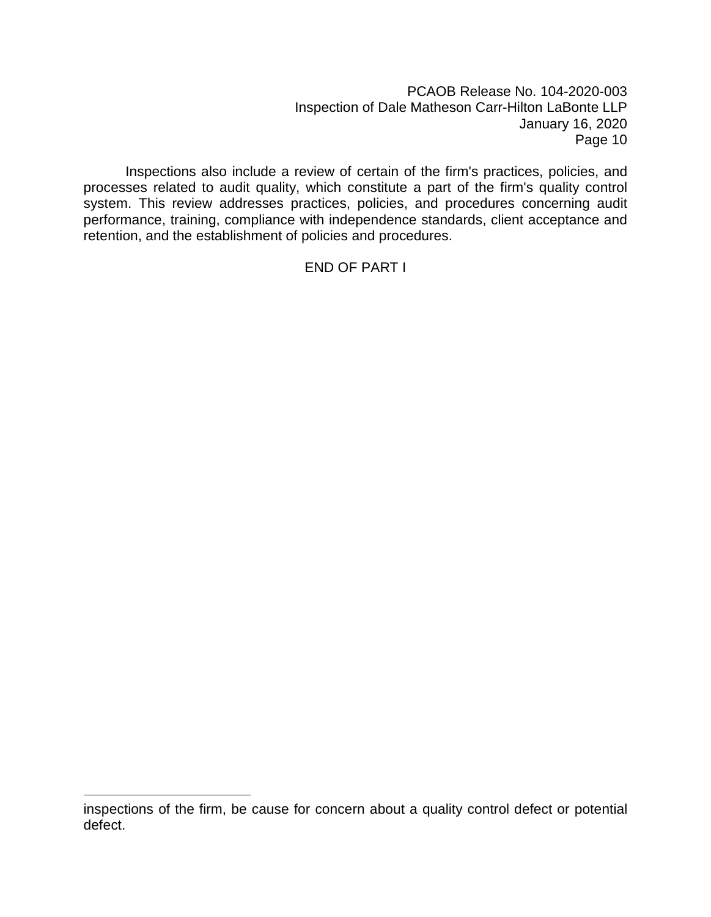Inspections also include a review of certain of the firm's practices, policies, and processes related to audit quality, which constitute a part of the firm's quality control system. This review addresses practices, policies, and procedures concerning audit performance, training, compliance with independence standards, client acceptance and retention, and the establishment of policies and procedures.

END OF PART I

---

inspections of the firm, be cause for concern about a quality control defect or potential defect.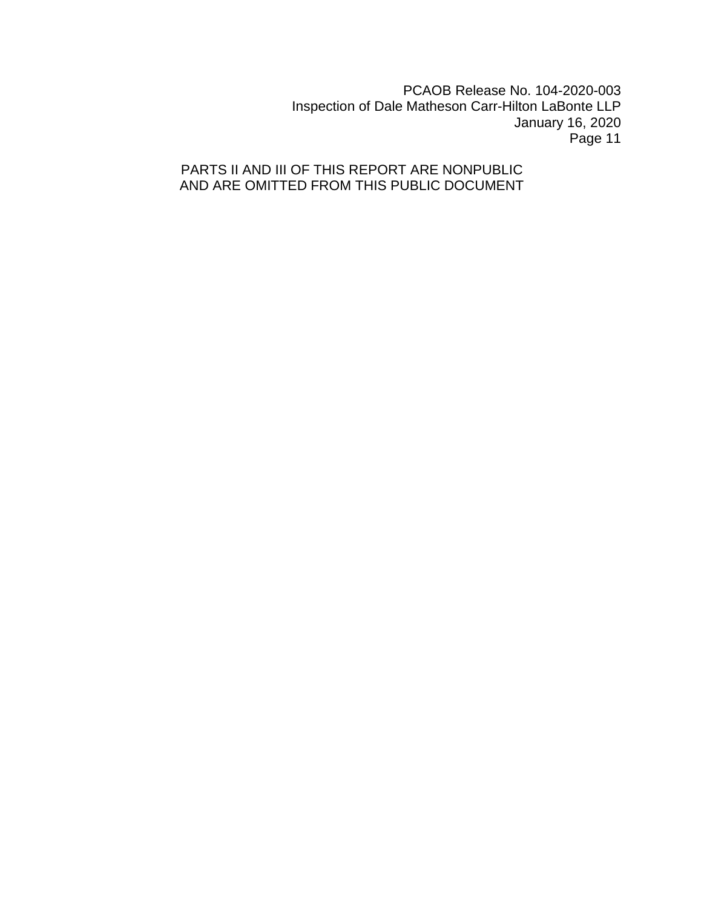PARTS II AND III OF THIS REPORT ARE NONPUBLIC AND ARE OMITTED FROM THIS PUBLIC DOCUMENT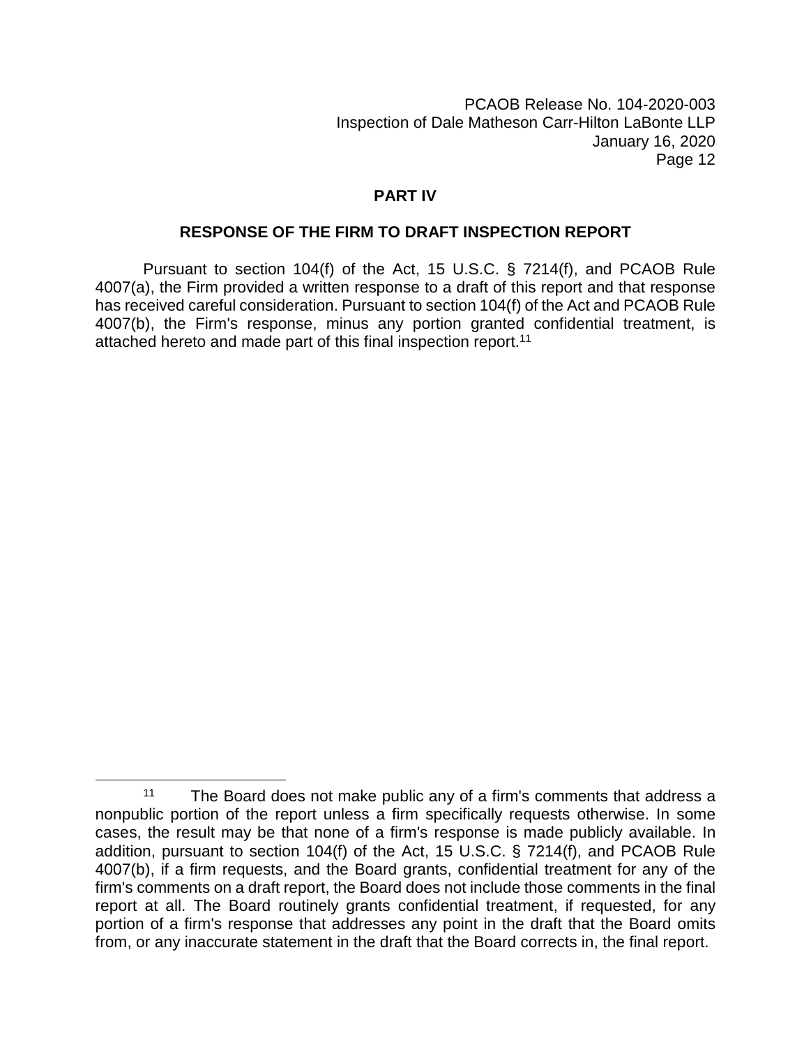## PART IV

### RESPONSE OF THE FIRM TO DRAFT INSPECTION REPORT

Pursuant to section 104(f) of the Act, 15 U.S.C. § 7214(f), and PCAOB Rule 4007(a), the Firm provided a written response to a draft of this report and that response has received careful consideration. Pursuant to section 104(f) of the Act and PCAOB Rule 4007(b), the Firm's response, minus any portion granted confidential treatment, is attached hereto and made part of this final inspection report.[11]

---

[11] The Board does not make public any of a firm's comments that address a nonpublic portion of the report unless a firm specifically requests otherwise. In some cases, the result may be that none of a firm's response is made publicly available. In addition, pursuant to section 104(f) of the Act, 15 U.S.C. § 7214(f), and PCAOB Rule 4007(b), if a firm requests, and the Board grants, confidential treatment for any of the firm's comments on a draft report, the Board does not include those comments in the final report at all. The Board routinely grants confidential treatment, if requested, for any portion of a firm's response that addresses any point in the draft that the Board omits from, or any inaccurate statement in the draft that the Board corrects in, the final report.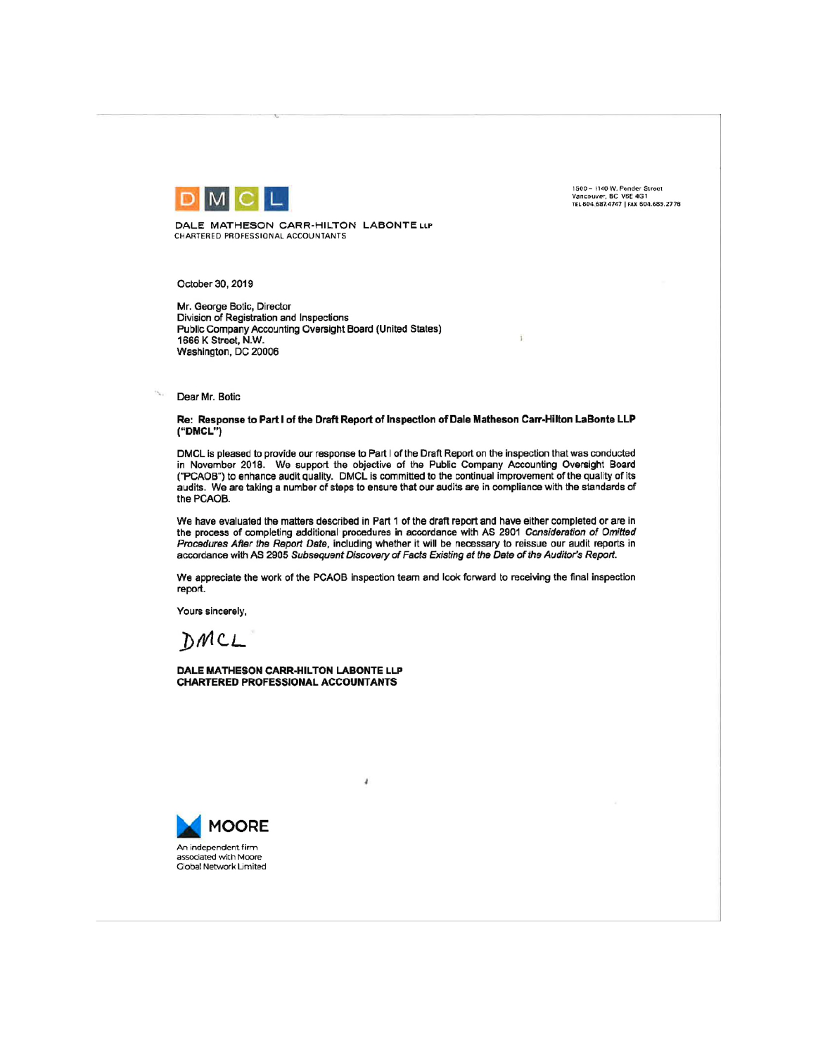DMCL

DALE MATHESON CARR-HILTON LABONTE LLP
CHARTERED PROFESSIONAL ACCOUNTANTS

1500 – 1140 W. Pender Street
Vancouver, BC V6E 4G1
TEL 604.687.4747 | FAX 604.689.2778

October 30, 2019

Mr. George Botic, Director
Division of Registration and Inspections
Public Company Accounting Oversight Board (United States)
1666 K Street, N.W.
Washington, DC 20006

Dear Mr. Botic

**Re: Response to Part I of the Draft Report of Inspection of Dale Matheson Carr-Hilton LaBonte LLP ("DMCL")**

DMCL is pleased to provide our response to Part I of the Draft Report on the inspection that was conducted in November 2018. We support the objective of the Public Company Accounting Oversight Board ("PCAOB") to enhance audit quality. DMCL is committed to the continual improvement of the quality of its audits. We are taking a number of steps to ensure that our audits are in compliance with the standards of the PCAOB.

We have evaluated the matters described in Part 1 of the draft report and have either completed or are in the process of completing additional procedures in accordance with AS 2901 *Consideration of Omitted Procedures After the Report Date*, including whether it will be necessary to reissue our audit reports in accordance with AS 2905 *Subsequent Discovery of Facts Existing at the Date of the Auditor's Report*.

We appreciate the work of the PCAOB inspection team and look forward to receiving the final inspection report.

Yours sincerely,

DMCL

**DALE MATHESON CARR-HILTON LABONTE LLP**
**CHARTERED PROFESSIONAL ACCOUNTANTS**

MOORE

An independent firm associated with Moore Global Network Limited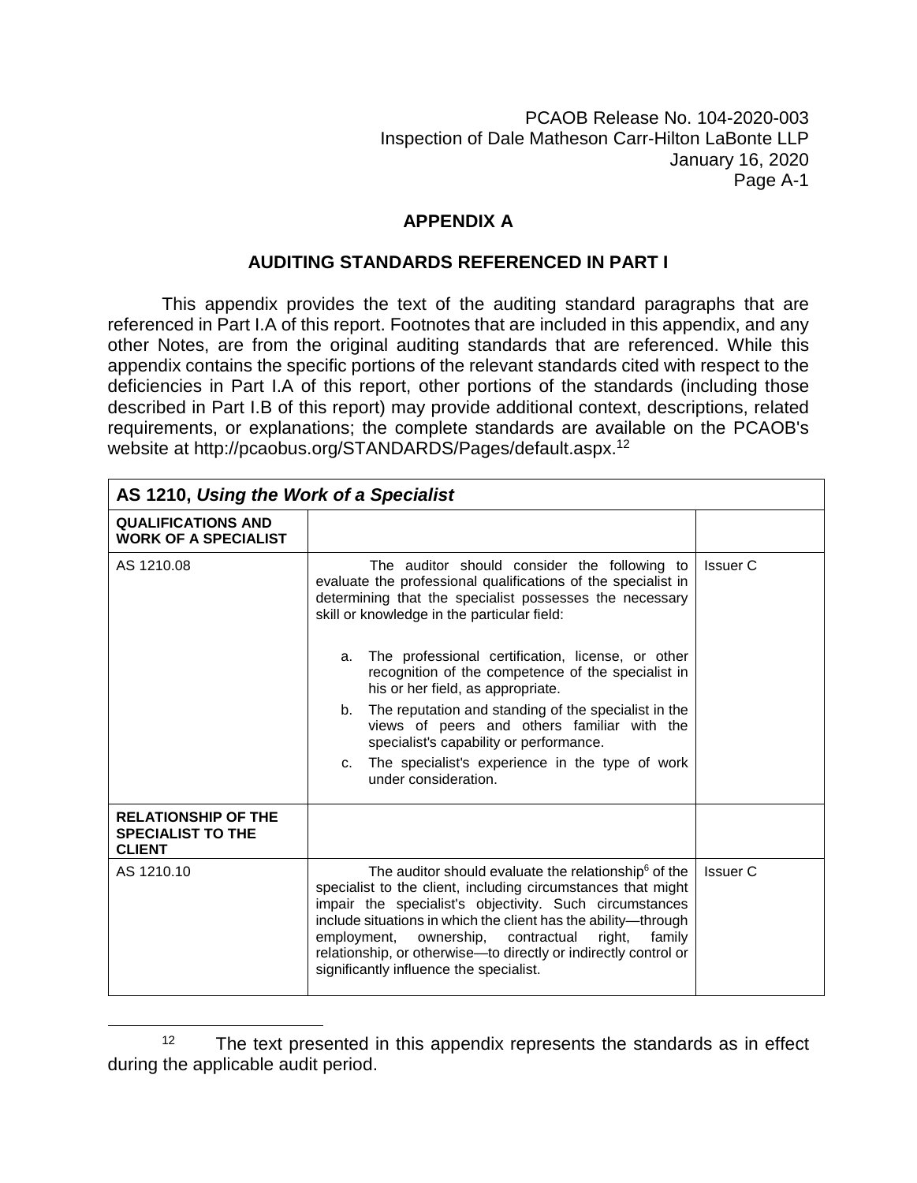## APPENDIX A

### AUDITING STANDARDS REFERENCED IN PART I

This appendix provides the text of the auditing standard paragraphs that are referenced in Part I.A of this report. Footnotes that are included in this appendix, and any other Notes, are from the original auditing standards that are referenced. While this appendix contains the specific portions of the relevant standards cited with respect to the deficiencies in Part I.A of this report, other portions of the standards (including those described in Part I.B of this report) may provide additional context, descriptions, related requirements, or explanations; the complete standards are available on the PCAOB's website at http://pcaobus.org/STANDARDS/Pages/default.aspx.[12]

| **AS 1210, *Using the Work of a Specialist*** | | |
|---|---|---|
| **QUALIFICATIONS AND WORK OF A SPECIALIST** | | |
| AS 1210.08 | The auditor should consider the following to evaluate the professional qualifications of the specialist in determining that the specialist possesses the necessary skill or knowledge in the particular field:<br><br>a. The professional certification, license, or other recognition of the competence of the specialist in his or her field, as appropriate.<br>b. The reputation and standing of the specialist in the views of peers and others familiar with the specialist's capability or performance.<br>c. The specialist's experience in the type of work under consideration. | Issuer C |
| **RELATIONSHIP OF THE SPECIALIST TO THE CLIENT** | | |
| AS 1210.10 | The auditor should evaluate the relationship[6] of the specialist to the client, including circumstances that might impair the specialist's objectivity. Such circumstances include situations in which the client has the ability—through employment, ownership, contractual right, family relationship, or otherwise—to directly or indirectly control or significantly influence the specialist. | Issuer C |

[12] The text presented in this appendix represents the standards as in effect during the applicable audit period.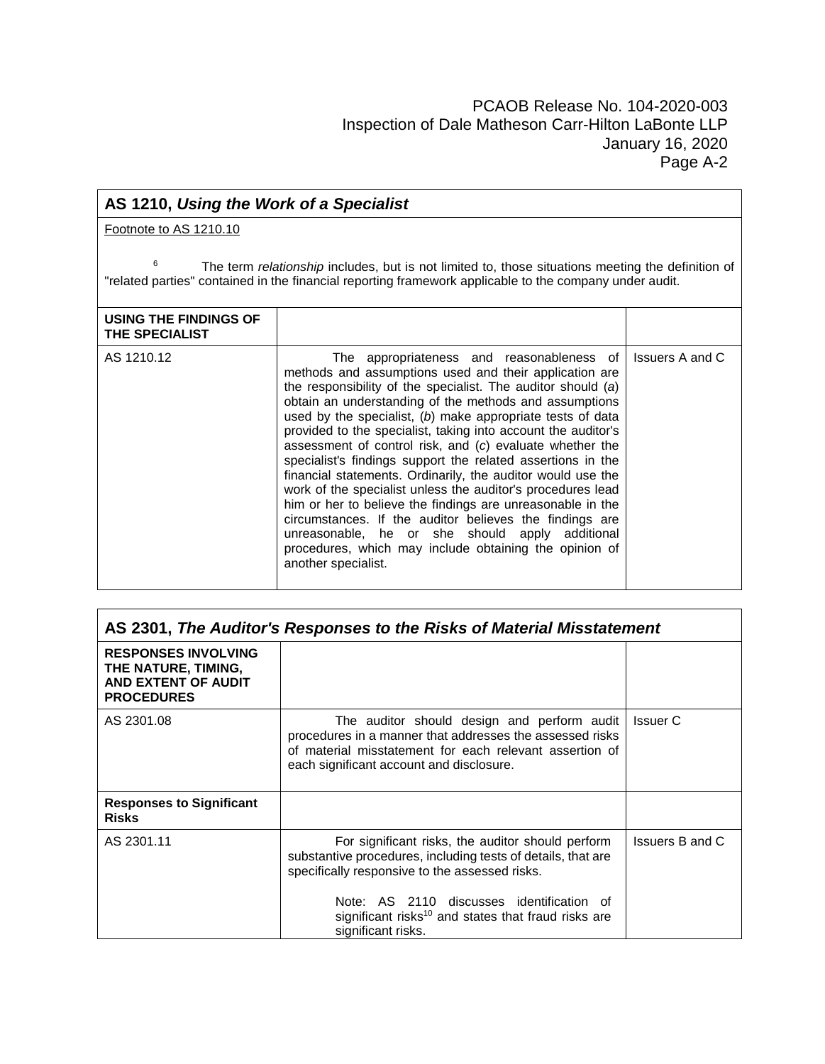## AS 1210, *Using the Work of a Specialist*

Footnote to AS 1210.10

[6] The term *relationship* includes, but is not limited to, those situations meeting the definition of "related parties" contained in the financial reporting framework applicable to the company under audit.

| | | |
|---|---|---|
| **USING THE FINDINGS OF THE SPECIALIST** | | |
| AS 1210.12 | The appropriateness and reasonableness of methods and assumptions used and their application are the responsibility of the specialist. The auditor should (*a*) obtain an understanding of the methods and assumptions used by the specialist, (*b*) make appropriate tests of data provided to the specialist, taking into account the auditor's assessment of control risk, and (*c*) evaluate whether the specialist's findings support the related assertions in the financial statements. Ordinarily, the auditor would use the work of the specialist unless the auditor's procedures lead him or her to believe the findings are unreasonable in the circumstances. If the auditor believes the findings are unreasonable, he or she should apply additional procedures, which may include obtaining the opinion of another specialist. | Issuers A and C |

## AS 2301, *The Auditor's Responses to the Risks of Material Misstatement*

| | | |
|---|---|---|
| **RESPONSES INVOLVING THE NATURE, TIMING, AND EXTENT OF AUDIT PROCEDURES** | | |
| AS 2301.08 | The auditor should design and perform audit procedures in a manner that addresses the assessed risks of material misstatement for each relevant assertion of each significant account and disclosure. | Issuer C |
| **Responses to Significant Risks** | | |
| AS 2301.11 | For significant risks, the auditor should perform substantive procedures, including tests of details, that are specifically responsive to the assessed risks.<br><br>Note: AS 2110 discusses identification of significant risks[10] and states that fraud risks are significant risks. | Issuers B and C |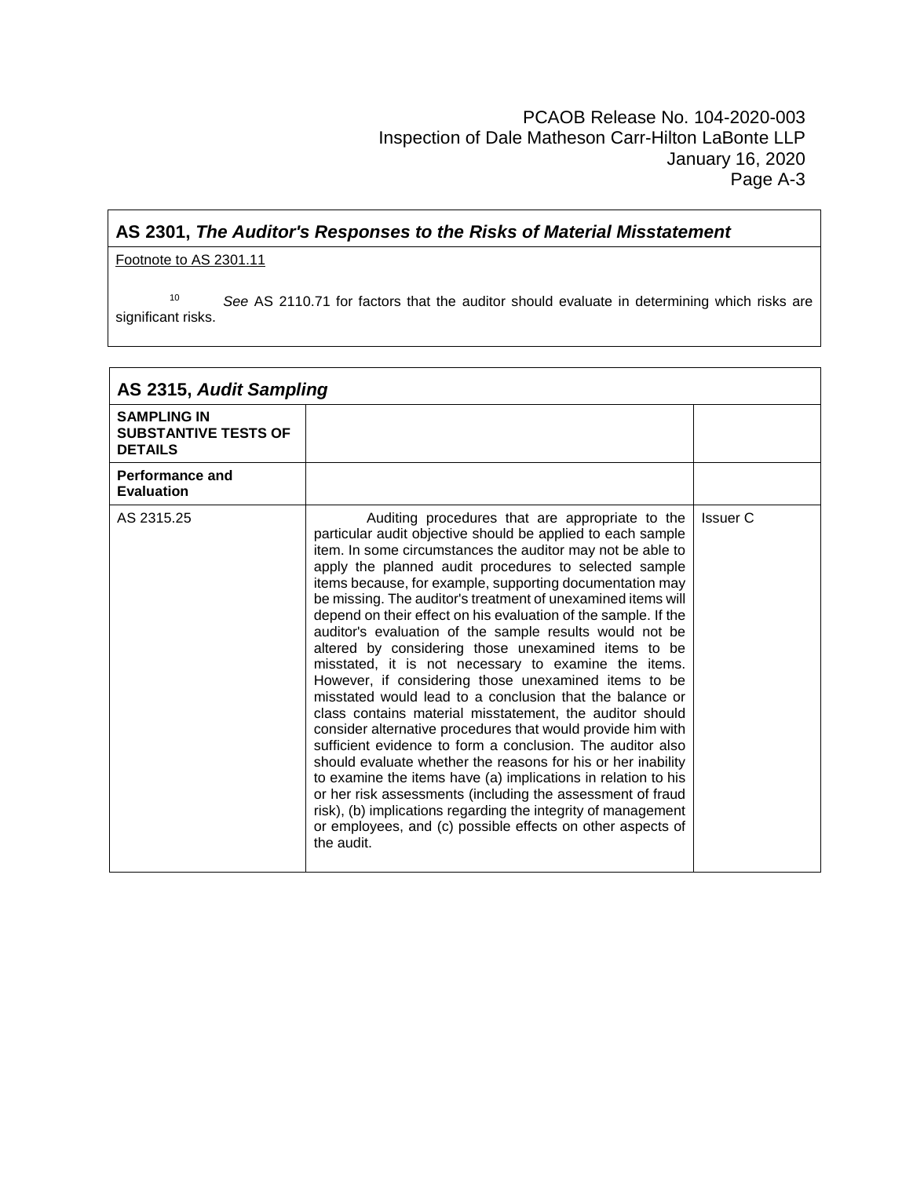## AS 2301, *The Auditor's Responses to the Risks of Material Misstatement*

Footnote to AS 2301.11

[10] *See* AS 2110.71 for factors that the auditor should evaluate in determining which risks are significant risks.

## AS 2315, *Audit Sampling*

| | | |
|---|---|---|
| **SAMPLING IN SUBSTANTIVE TESTS OF DETAILS** | | |
| **Performance and Evaluation** | | |
| AS 2315.25 | Auditing procedures that are appropriate to the particular audit objective should be applied to each sample item. In some circumstances the auditor may not be able to apply the planned audit procedures to selected sample items because, for example, supporting documentation may be missing. The auditor's treatment of unexamined items will depend on their effect on his evaluation of the sample. If the auditor's evaluation of the sample results would not be altered by considering those unexamined items to be misstated, it is not necessary to examine the items. However, if considering those unexamined items to be misstated would lead to a conclusion that the balance or class contains material misstatement, the auditor should consider alternative procedures that would provide him with sufficient evidence to form a conclusion. The auditor also should evaluate whether the reasons for his or her inability to examine the items have (a) implications in relation to his or her risk assessments (including the assessment of fraud risk), (b) implications regarding the integrity of management or employees, and (c) possible effects on other aspects of the audit. | Issuer C |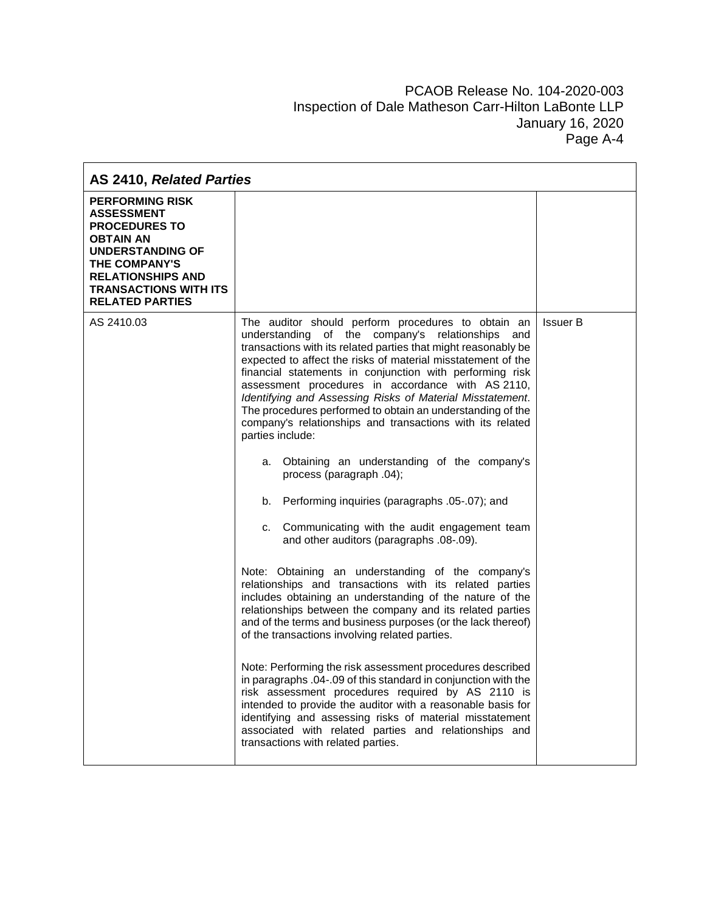| AS 2410, *Related Parties* | | |
|---|---|---|
| **PERFORMING RISK ASSESSMENT PROCEDURES TO OBTAIN AN UNDERSTANDING OF THE COMPANY'S RELATIONSHIPS AND TRANSACTIONS WITH ITS RELATED PARTIES** | | |
| AS 2410.03 | The auditor should perform procedures to obtain an understanding of the company's relationships and transactions with its related parties that might reasonably be expected to affect the risks of material misstatement of the financial statements in conjunction with performing risk assessment procedures in accordance with AS 2110, *Identifying and Assessing Risks of Material Misstatement*. The procedures performed to obtain an understanding of the company's relationships and transactions with its related parties include:<br><br>a. Obtaining an understanding of the company's process (paragraph .04);<br><br>b. Performing inquiries (paragraphs .05-.07); and<br><br>c. Communicating with the audit engagement team and other auditors (paragraphs .08-.09).<br><br>Note: Obtaining an understanding of the company's relationships and transactions with its related parties includes obtaining an understanding of the nature of the relationships between the company and its related parties and of the terms and business purposes (or the lack thereof) of the transactions involving related parties.<br><br>Note: Performing the risk assessment procedures described in paragraphs .04-.09 of this standard in conjunction with the risk assessment procedures required by AS 2110 is intended to provide the auditor with a reasonable basis for identifying and assessing risks of material misstatement associated with related parties and relationships and transactions with related parties. | Issuer B |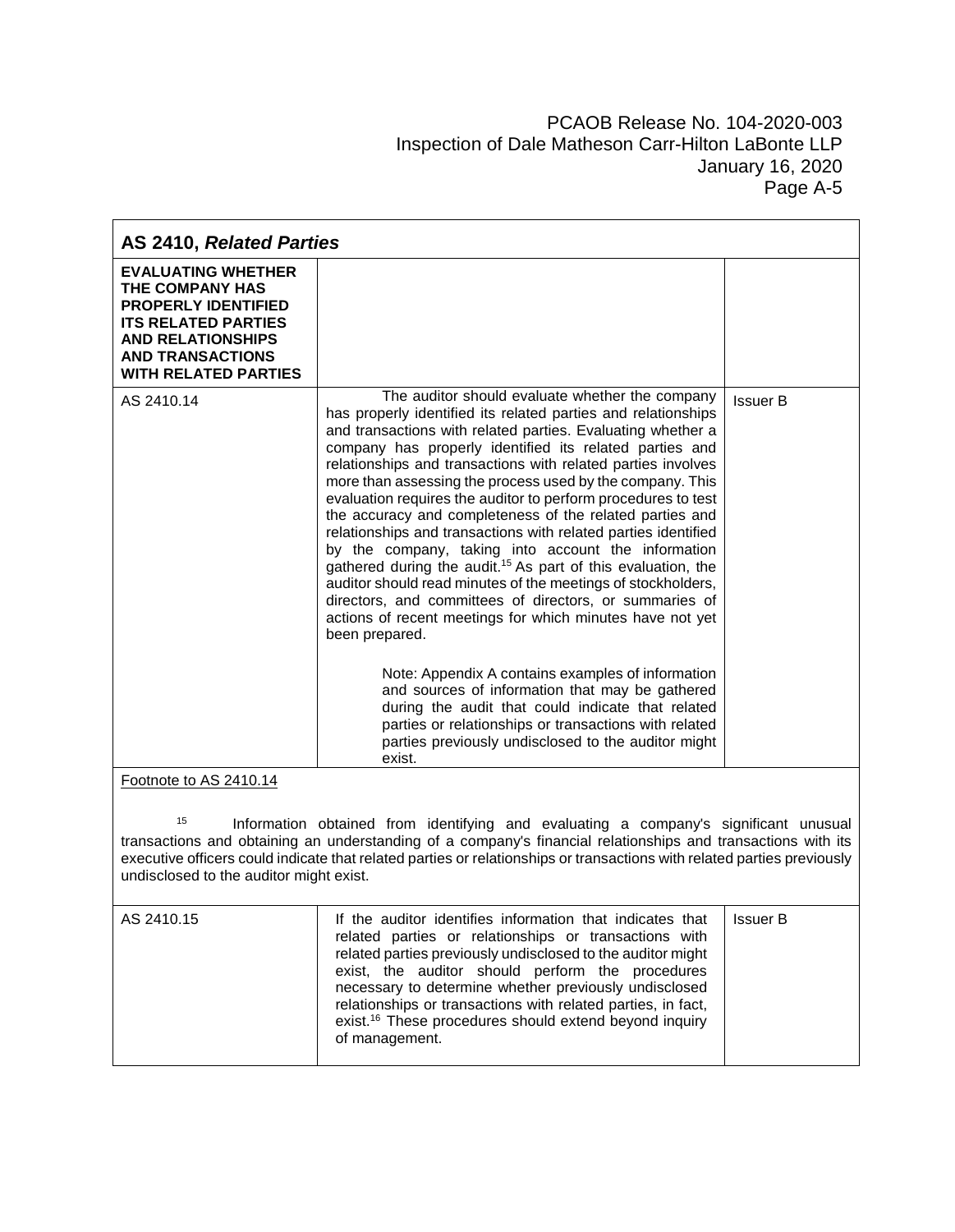| AS 2410, ***Related Parties*** | | |
|---|---|---|
| **EVALUATING WHETHER THE COMPANY HAS PROPERLY IDENTIFIED ITS RELATED PARTIES AND RELATIONSHIPS AND TRANSACTIONS WITH RELATED PARTIES** | | |
| AS 2410.14 | The auditor should evaluate whether the company has properly identified its related parties and relationships and transactions with related parties. Evaluating whether a company has properly identified its related parties and relationships and transactions with related parties involves more than assessing the process used by the company. This evaluation requires the auditor to perform procedures to test the accuracy and completeness of the related parties and relationships and transactions with related parties identified by the company, taking into account the information gathered during the audit.[15] As part of this evaluation, the auditor should read minutes of the meetings of stockholders, directors, and committees of directors, or summaries of actions of recent meetings for which minutes have not yet been prepared.<br><br>Note: Appendix A contains examples of information and sources of information that may be gathered during the audit that could indicate that related parties or relationships or transactions with related parties previously undisclosed to the auditor might exist. | Issuer B |
| Footnote to AS 2410.14<br><br>[15] Information obtained from identifying and evaluating a company's significant unusual transactions and obtaining an understanding of a company's financial relationships and transactions with its executive officers could indicate that related parties or relationships or transactions with related parties previously undisclosed to the auditor might exist. | | |
| AS 2410.15 | If the auditor identifies information that indicates that related parties or relationships or transactions with related parties previously undisclosed to the auditor might exist, the auditor should perform the procedures necessary to determine whether previously undisclosed relationships or transactions with related parties, in fact, exist.[16] These procedures should extend beyond inquiry of management. | Issuer B |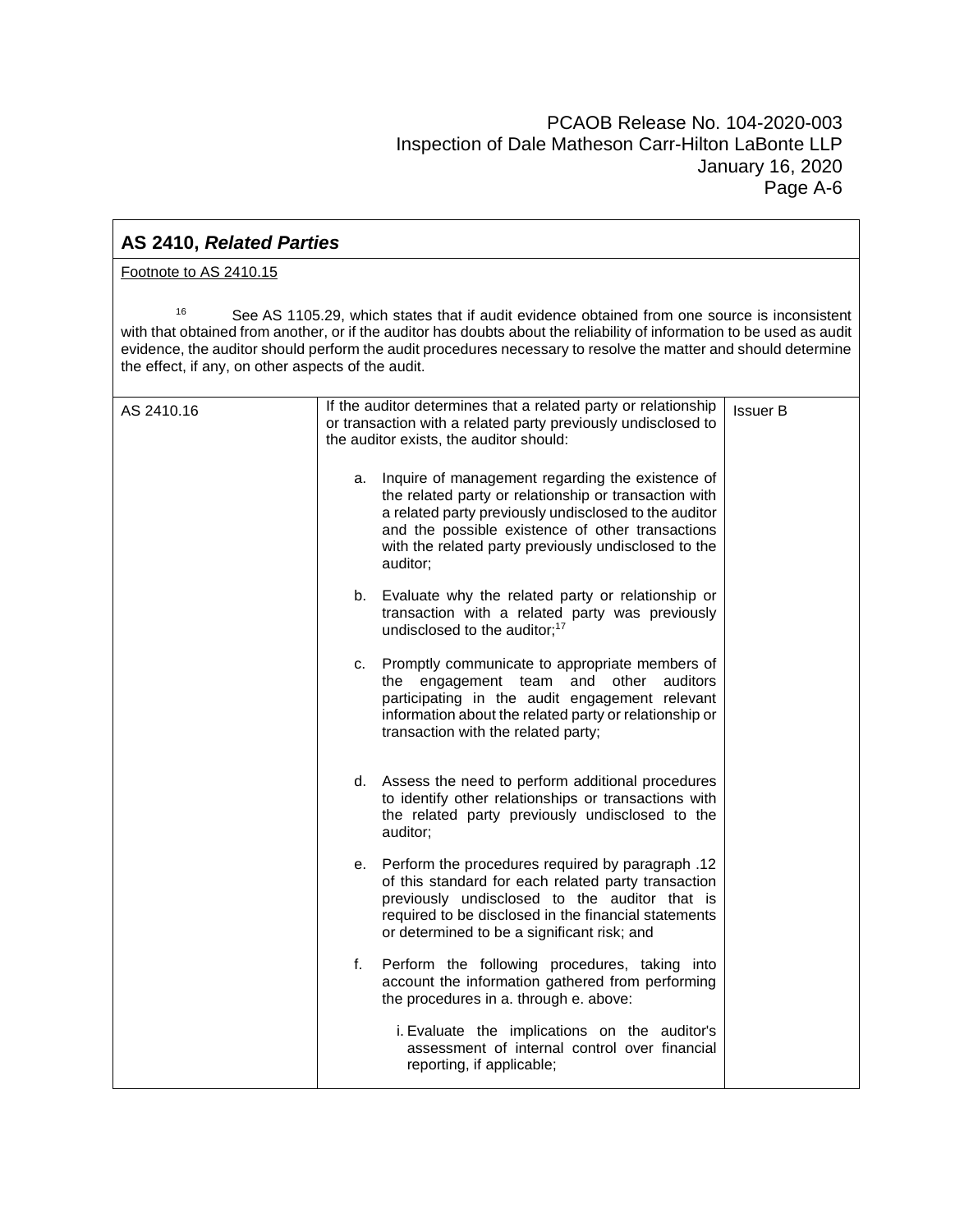## AS 2410, *Related Parties*

Footnote to AS 2410.15

[16] See AS 1105.29, which states that if audit evidence obtained from one source is inconsistent with that obtained from another, or if the auditor has doubts about the reliability of information to be used as audit evidence, the auditor should perform the audit procedures necessary to resolve the matter and should determine the effect, if any, on other aspects of the audit.

| | | |
|---|---|---|
| AS 2410.16 | If the auditor determines that a related party or relationship or transaction with a related party previously undisclosed to the auditor exists, the auditor should:<br><br>a. Inquire of management regarding the existence of the related party or relationship or transaction with a related party previously undisclosed to the auditor and the possible existence of other transactions with the related party previously undisclosed to the auditor;<br><br>b. Evaluate why the related party or relationship or transaction with a related party was previously undisclosed to the auditor;[17]<br><br>c. Promptly communicate to appropriate members of the engagement team and other auditors participating in the audit engagement relevant information about the related party or relationship or transaction with the related party;<br><br>d. Assess the need to perform additional procedures to identify other relationships or transactions with the related party previously undisclosed to the auditor;<br><br>e. Perform the procedures required by paragraph .12 of this standard for each related party transaction previously undisclosed to the auditor that is required to be disclosed in the financial statements or determined to be a significant risk; and<br><br>f. Perform the following procedures, taking into account the information gathered from performing the procedures in a. through e. above:<br><br>i. Evaluate the implications on the auditor's assessment of internal control over financial reporting, if applicable; | Issuer B |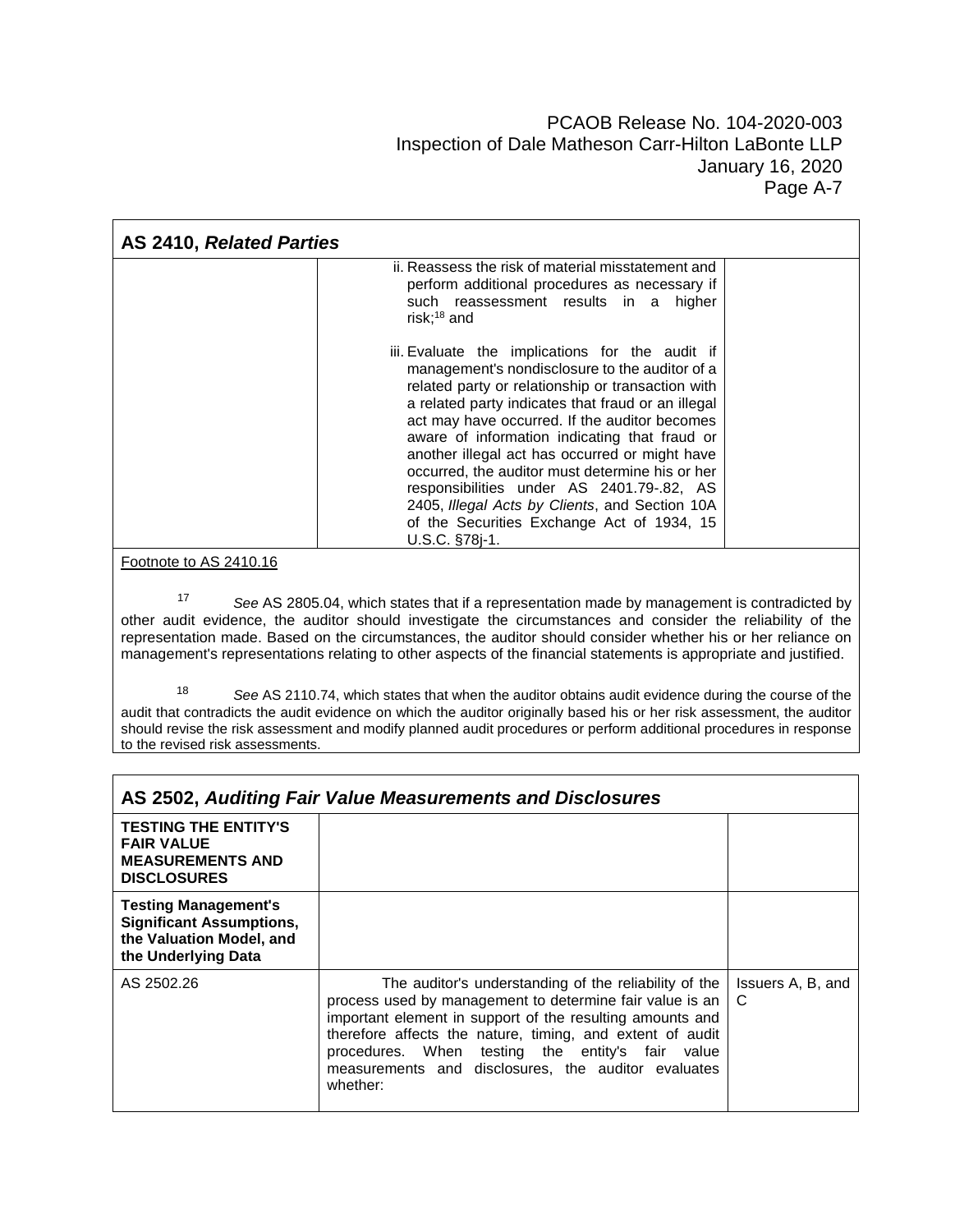| AS 2410, *Related Parties* | | |
|---|---|---|
| | ii. Reassess the risk of material misstatement and perform additional procedures as necessary if such reassessment results in a higher risk;[18] and<br><br>iii. Evaluate the implications for the audit if management's nondisclosure to the auditor of a related party or relationship or transaction with a related party indicates that fraud or an illegal act may have occurred. If the auditor becomes aware of information indicating that fraud or another illegal act has occurred or might have occurred, the auditor must determine his or her responsibilities under AS 2401.79-.82, AS 2405, *Illegal Acts by Clients*, and Section 10A of the Securities Exchange Act of 1934, 15 U.S.C. §78j-1. | |

Footnote to AS 2410.16

[17] *See* AS 2805.04, which states that if a representation made by management is contradicted by other audit evidence, the auditor should investigate the circumstances and consider the reliability of the representation made. Based on the circumstances, the auditor should consider whether his or her reliance on management's representations relating to other aspects of the financial statements is appropriate and justified.

[18] *See* AS 2110.74, which states that when the auditor obtains audit evidence during the course of the audit that contradicts the audit evidence on which the auditor originally based his or her risk assessment, the auditor should revise the risk assessment and modify planned audit procedures or perform additional procedures in response to the revised risk assessments.

| AS 2502, *Auditing Fair Value Measurements and Disclosures* | | |
|---|---|---|
| **TESTING THE ENTITY'S FAIR VALUE MEASUREMENTS AND DISCLOSURES** | | |
| **Testing Management's Significant Assumptions, the Valuation Model, and the Underlying Data** | | |
| AS 2502.26 | The auditor's understanding of the reliability of the process used by management to determine fair value is an important element in support of the resulting amounts and therefore affects the nature, timing, and extent of audit procedures. When testing the entity's fair value measurements and disclosures, the auditor evaluates whether: | Issuers A, B, and C |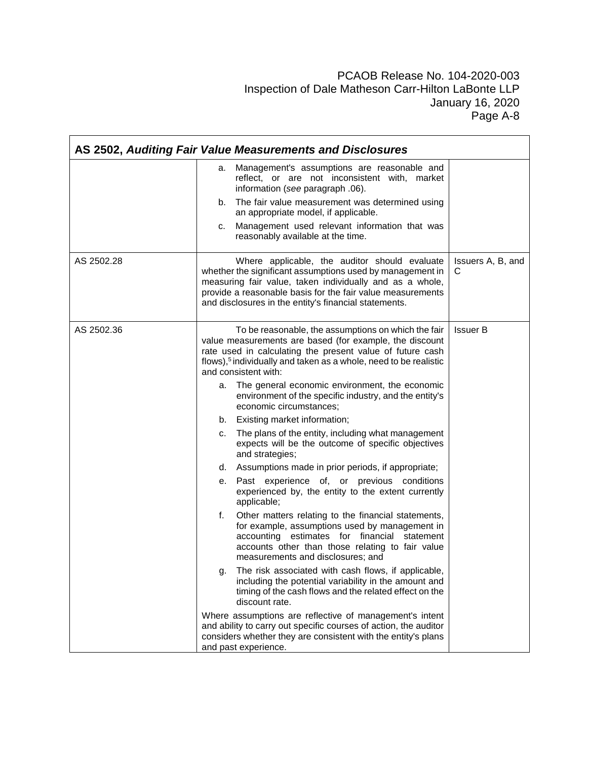| AS 2502, *Auditing Fair Value Measurements and Disclosures* | | |
|---|---|---|
| | a. Management's assumptions are reasonable and reflect, or are not inconsistent with, market information (*see* paragraph .06).<br>b. The fair value measurement was determined using an appropriate model, if applicable.<br>c. Management used relevant information that was reasonably available at the time. | |
| AS 2502.28 | Where applicable, the auditor should evaluate whether the significant assumptions used by management in measuring fair value, taken individually and as a whole, provide a reasonable basis for the fair value measurements and disclosures in the entity's financial statements. | Issuers A, B, and C |
| AS 2502.36 | To be reasonable, the assumptions on which the fair value measurements are based (for example, the discount rate used in calculating the present value of future cash flows),[5] individually and taken as a whole, need to be realistic and consistent with:<br>a. The general economic environment, the economic environment of the specific industry, and the entity's economic circumstances;<br>b. Existing market information;<br>c. The plans of the entity, including what management expects will be the outcome of specific objectives and strategies;<br>d. Assumptions made in prior periods, if appropriate;<br>e. Past experience of, or previous conditions experienced by, the entity to the extent currently applicable;<br>f. Other matters relating to the financial statements, for example, assumptions used by management in accounting estimates for financial statement accounts other than those relating to fair value measurements and disclosures; and<br>g. The risk associated with cash flows, if applicable, including the potential variability in the amount and timing of the cash flows and the related effect on the discount rate.<br>Where assumptions are reflective of management's intent and ability to carry out specific courses of action, the auditor considers whether they are consistent with the entity's plans and past experience. | Issuer B |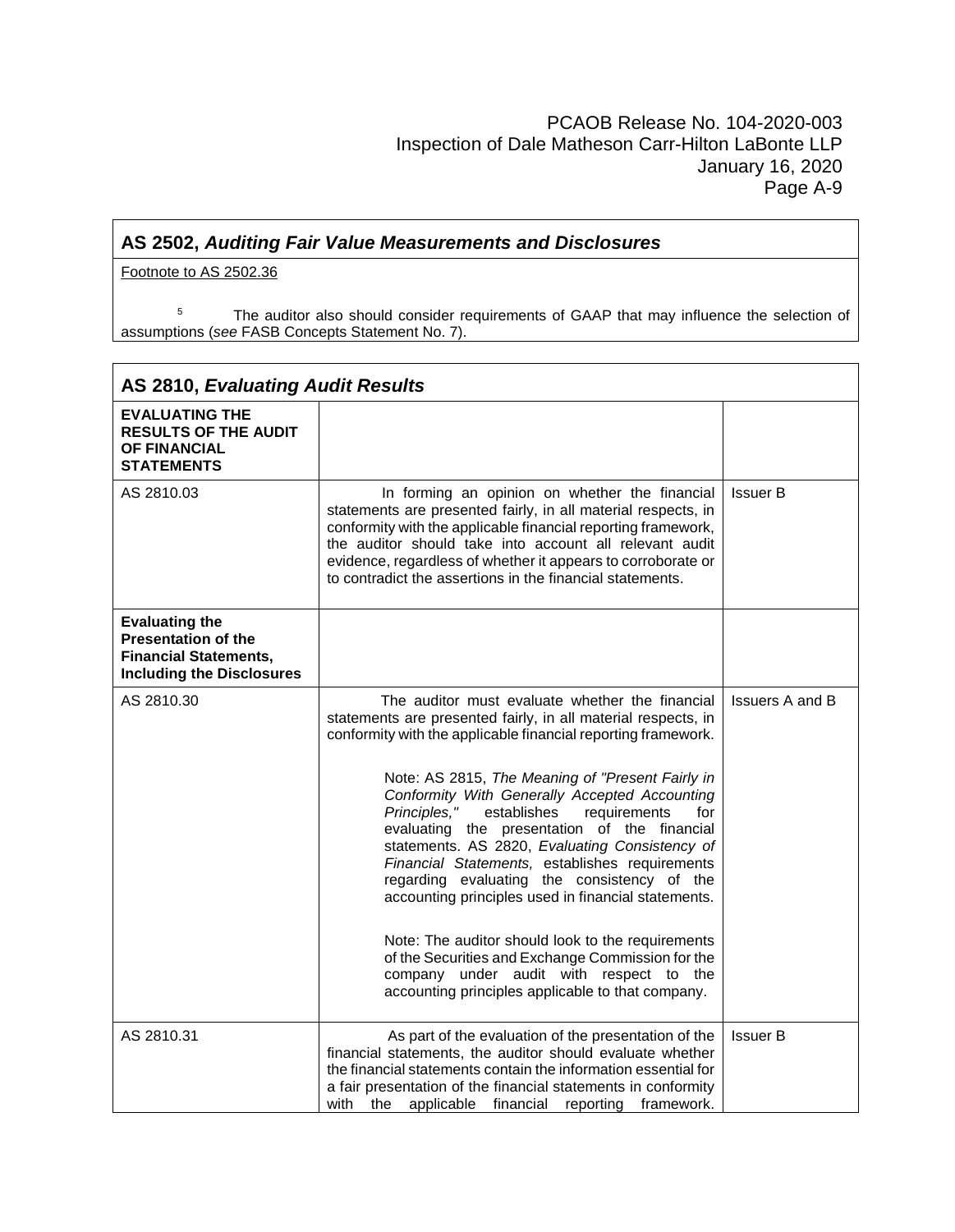## AS 2502, *Auditing Fair Value Measurements and Disclosures*

| |
|---|
| Footnote to AS 2502.36 |
| [5] The auditor also should consider requirements of GAAP that may influence the selection of assumptions (*see* FASB Concepts Statement No. 7). |

## AS 2810, *Evaluating Audit Results*

| | | |
|---|---|---|
| **EVALUATING THE RESULTS OF THE AUDIT OF FINANCIAL STATEMENTS** | | |
| AS 2810.03 | In forming an opinion on whether the financial statements are presented fairly, in all material respects, in conformity with the applicable financial reporting framework, the auditor should take into account all relevant audit evidence, regardless of whether it appears to corroborate or to contradict the assertions in the financial statements. | Issuer B |
| **Evaluating the Presentation of the Financial Statements, Including the Disclosures** | | |
| AS 2810.30 | The auditor must evaluate whether the financial statements are presented fairly, in all material respects, in conformity with the applicable financial reporting framework.<br><br>Note: AS 2815, *The Meaning of "Present Fairly in Conformity With Generally Accepted Accounting Principles,"* establishes requirements for evaluating the presentation of the financial statements. AS 2820, *Evaluating Consistency of Financial Statements,* establishes requirements regarding evaluating the consistency of the accounting principles used in financial statements.<br><br>Note: The auditor should look to the requirements of the Securities and Exchange Commission for the company under audit with respect to the accounting principles applicable to that company. | Issuers A and B |
| AS 2810.31 | As part of the evaluation of the presentation of the financial statements, the auditor should evaluate whether the financial statements contain the information essential for a fair presentation of the financial statements in conformity with the applicable financial reporting framework. | Issuer B |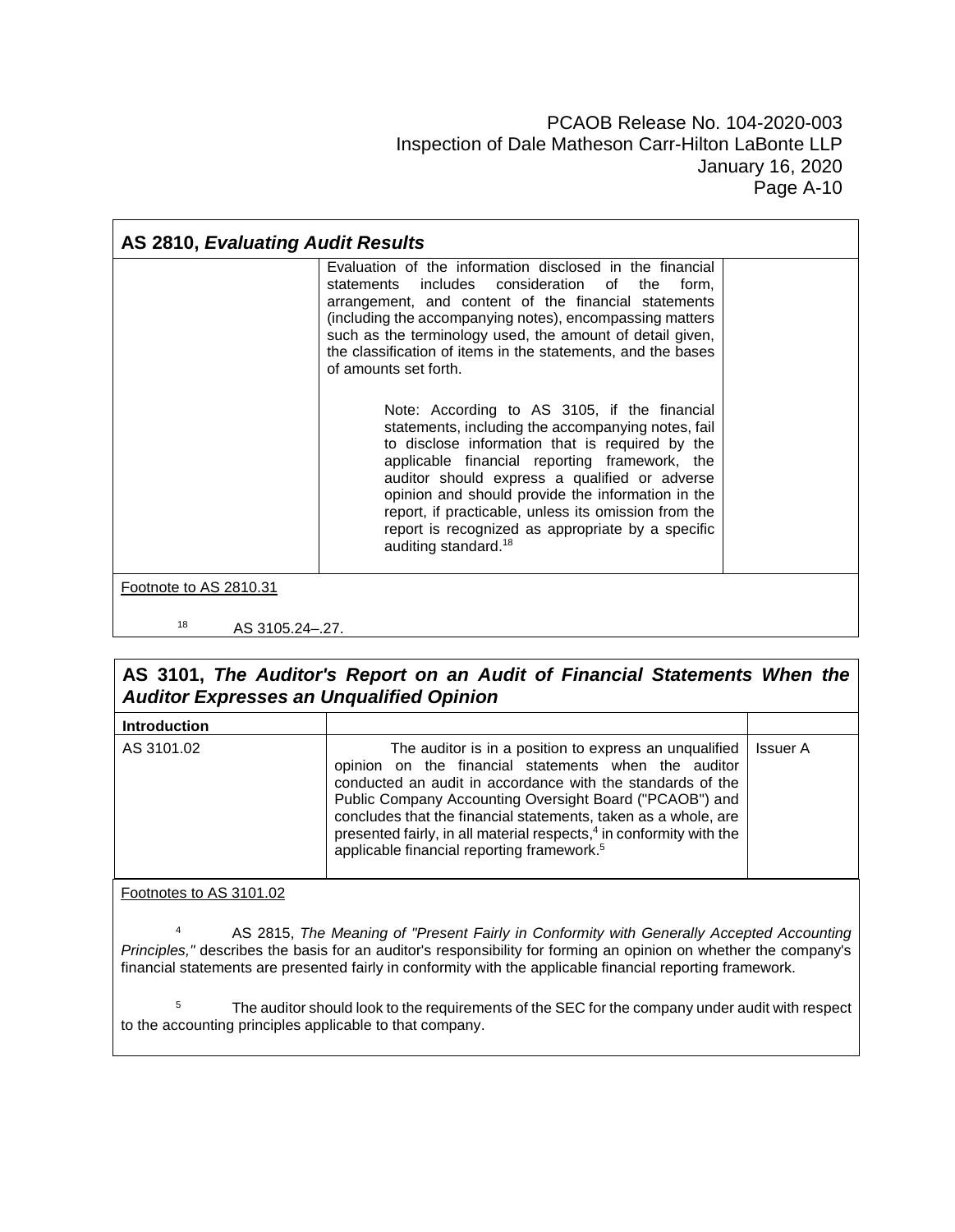## AS 2810, *Evaluating Audit Results*

| | | |
|---|---|---|
| | Evaluation of the information disclosed in the financial statements includes consideration of the form, arrangement, and content of the financial statements (including the accompanying notes), encompassing matters such as the terminology used, the amount of detail given, the classification of items in the statements, and the bases of amounts set forth.<br><br>Note: According to AS 3105, if the financial statements, including the accompanying notes, fail to disclose information that is required by the applicable financial reporting framework, the auditor should express a qualified or adverse opinion and should provide the information in the report, if practicable, unless its omission from the report is recognized as appropriate by a specific auditing standard.[18] | |

Footnote to AS 2810.31

[18] AS 3105.24–.27.

## AS 3101, *The Auditor's Report on an Audit of Financial Statements When the Auditor Expresses an Unqualified Opinion*

| | | |
|---|---|---|
| **Introduction** | | |
| AS 3101.02 | The auditor is in a position to express an unqualified opinion on the financial statements when the auditor conducted an audit in accordance with the standards of the Public Company Accounting Oversight Board ("PCAOB") and concludes that the financial statements, taken as a whole, are presented fairly, in all material respects,[4] in conformity with the applicable financial reporting framework.[5] | Issuer A |

Footnotes to AS 3101.02

[4] AS 2815, *The Meaning of "Present Fairly in Conformity with Generally Accepted Accounting Principles,"* describes the basis for an auditor's responsibility for forming an opinion on whether the company's financial statements are presented fairly in conformity with the applicable financial reporting framework.

[5] The auditor should look to the requirements of the SEC for the company under audit with respect to the accounting principles applicable to that company.